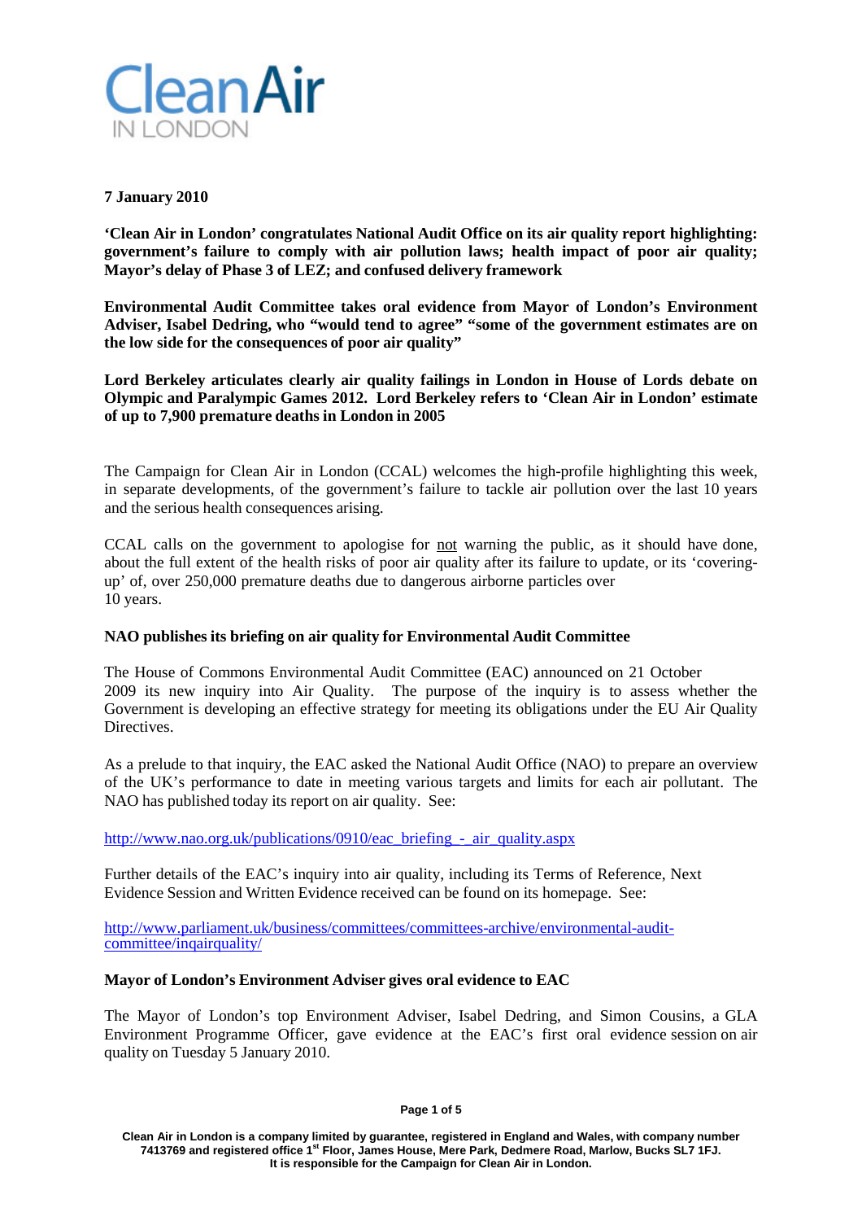**7 January 2010**

**'Clean Air in London' congratulates National Audit Office on its air quality report highlighting: government's failure to comply with air pollution laws; health impact of poor air quality; Mayor's delay of Phase 3 of LEZ; and confused delivery framework**

**Environmental Audit Committee takes oral evidence from Mayor of London's Environment Adviser, Isabel Dedring, who "would tend to agree" "some of the government estimates are on the low side for the consequences of poor air quality"**

**Lord Berkeley articulates clearly air quality failings in London in House of Lords debate on Olympic and Paralympic Games 2012. Lord Berkeley refers to 'Clean Air in London' estimate of up to 7,900 premature deaths in London in 2005**

The Campaign for Clean Air in London (CCAL) welcomes the high-profile highlighting this week, in separate developments, of the government's failure to tackle air pollution over the last 10 years and the serious health consequences arising.

CCAL calls on the government to apologise for <u>not</u> warning the public, as it should have done, about the full extent of the health risks of poor air quality after its failure to update, or its 'covering-up' of, over 250,000 premature deaths due to dangerous airborne particles over 10 years.

**NAO publishes its briefing on air quality for Environmental Audit Committee**

The House of Commons Environmental Audit Committee (EAC) announced on 21 October 2009 its new inquiry into Air Quality. The purpose of the inquiry is to assess whether the Government is developing an effective strategy for meeting its obligations under the EU Air Quality Directives.

As a prelude to that inquiry, the EAC asked the National Audit Office (NAO) to prepare an overview of the UK's performance to date in meeting various targets and limits for each air pollutant. The NAO has published today its report on air quality. See:

http://www.nao.org.uk/publications/0910/eac_briefing_-_air_quality.aspx

Further details of the EAC's inquiry into air quality, including its Terms of Reference, Next Evidence Session and Written Evidence received can be found on its homepage. See:

http://www.parliament.uk/business/committees/committees-archive/environmental-audit-committee/inqairquality/

**Mayor of London's Environment Adviser gives oral evidence to EAC**

The Mayor of London's top Environment Adviser, Isabel Dedring, and Simon Cousins, a GLA Environment Programme Officer, gave evidence at the EAC's first oral evidence session on air quality on Tuesday 5 January 2010.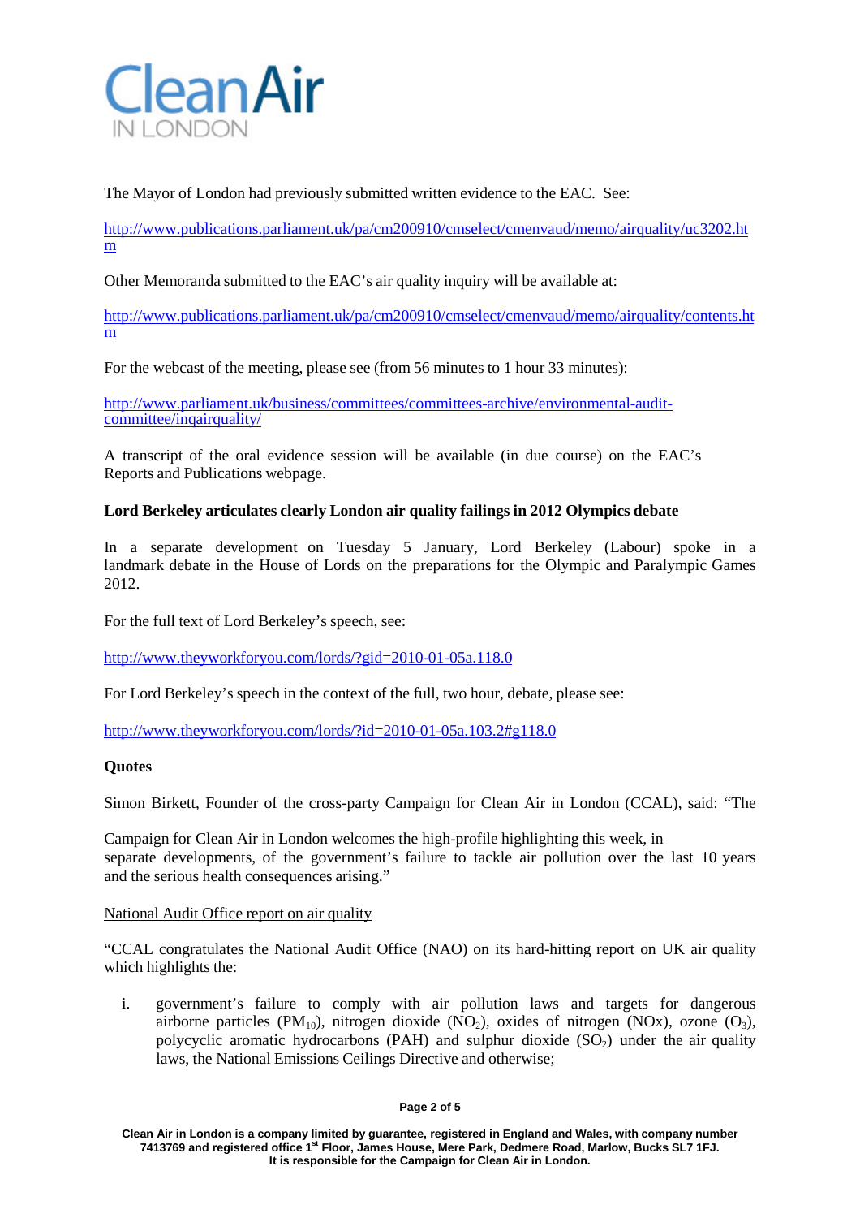The Mayor of London had previously submitted written evidence to the EAC. See:

http://www.publications.parliament.uk/pa/cm200910/cmselect/cmenvaud/memo/airquality/uc3202.htm

Other Memoranda submitted to the EAC's air quality inquiry will be available at:

http://www.publications.parliament.uk/pa/cm200910/cmselect/cmenvaud/memo/airquality/contents.htm

For the webcast of the meeting, please see (from 56 minutes to 1 hour 33 minutes):

http://www.parliament.uk/business/committees/committees-archive/environmental-audit-committee/inqairquality/

A transcript of the oral evidence session will be available (in due course) on the EAC's Reports and Publications webpage.

**Lord Berkeley articulates clearly London air quality failings in 2012 Olympics debate**

In a separate development on Tuesday 5 January, Lord Berkeley (Labour) spoke in a landmark debate in the House of Lords on the preparations for the Olympic and Paralympic Games 2012.

For the full text of Lord Berkeley's speech, see:

http://www.theyworkforyou.com/lords/?gid=2010-01-05a.118.0

For Lord Berkeley's speech in the context of the full, two hour, debate, please see:

http://www.theyworkforyou.com/lords/?id=2010-01-05a.103.2#g118.0

**Quotes**

Simon Birkett, Founder of the cross-party Campaign for Clean Air in London (CCAL), said: "The Campaign for Clean Air in London welcomes the high-profile highlighting this week, in separate developments, of the government's failure to tackle air pollution over the last 10 years and the serious health consequences arising."

National Audit Office report on air quality

"CCAL congratulates the National Audit Office (NAO) on its hard-hitting report on UK air quality which highlights the:

i. government's failure to comply with air pollution laws and targets for dangerous airborne particles ($PM_{10}$), nitrogen dioxide ($NO_2$), oxides of nitrogen (NOx), ozone ($O_3$), polycyclic aromatic hydrocarbons (PAH) and sulphur dioxide ($SO_2$) under the air quality laws, the National Emissions Ceilings Directive and otherwise;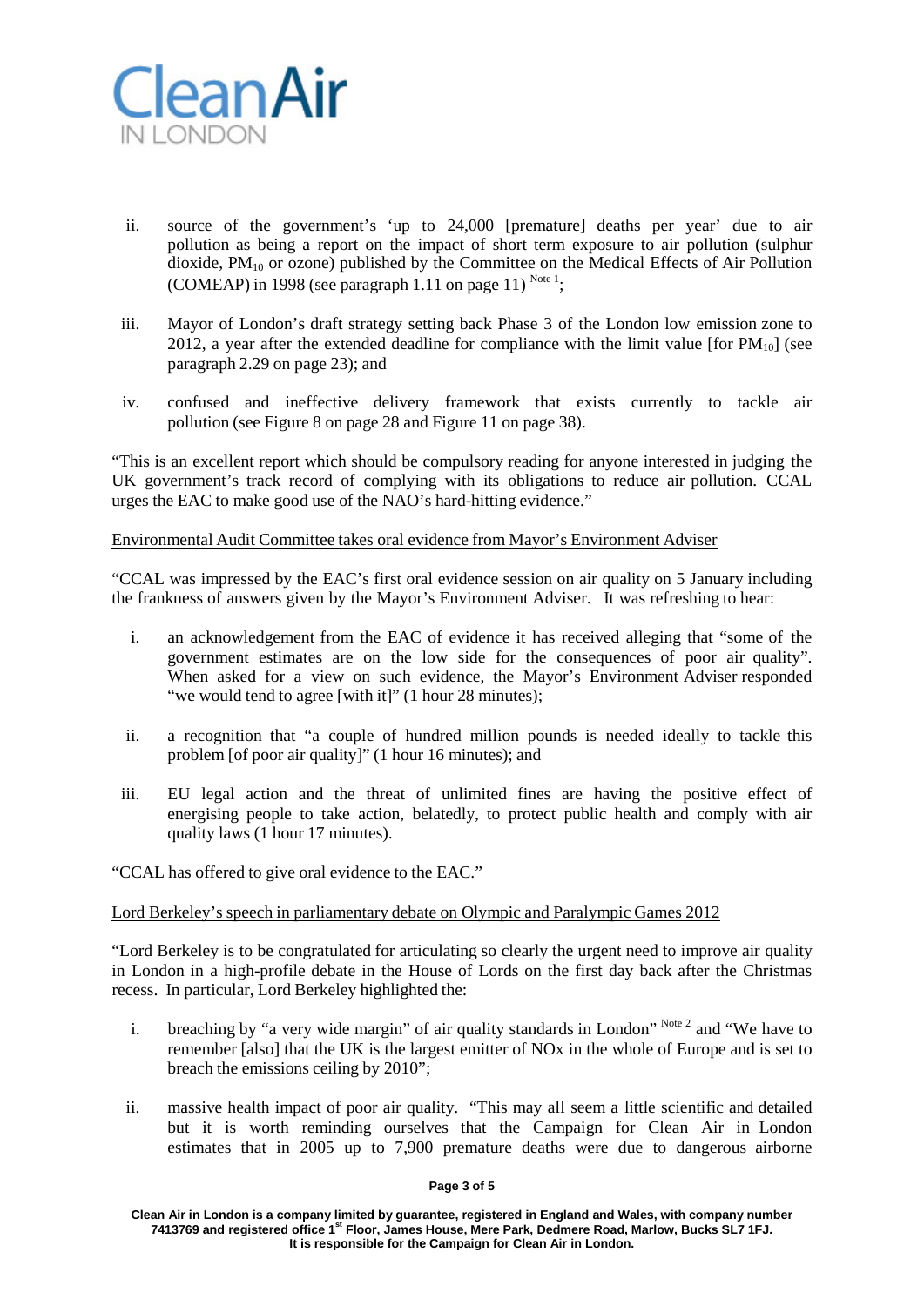ii. source of the government's 'up to 24,000 [premature] deaths per year' due to air pollution as being a report on the impact of short term exposure to air pollution (sulphur dioxide, $PM_{10}$ or ozone) published by the Committee on the Medical Effects of Air Pollution (COMEAP) in 1998 (see paragraph 1.11 on page 11) [Note 1];

iii. Mayor of London's draft strategy setting back Phase 3 of the London low emission zone to 2012, a year after the extended deadline for compliance with the limit value [for $PM_{10}$] (see paragraph 2.29 on page 23); and

iv. confused and ineffective delivery framework that exists currently to tackle air pollution (see Figure 8 on page 28 and Figure 11 on page 38).

"This is an excellent report which should be compulsory reading for anyone interested in judging the UK government's track record of complying with its obligations to reduce air pollution. CCAL urges the EAC to make good use of the NAO's hard-hitting evidence."

<u>Environmental Audit Committee takes oral evidence from Mayor's Environment Adviser</u>

"CCAL was impressed by the EAC's first oral evidence session on air quality on 5 January including the frankness of answers given by the Mayor's Environment Adviser. It was refreshing to hear:

i. an acknowledgement from the EAC of evidence it has received alleging that "some of the government estimates are on the low side for the consequences of poor air quality". When asked for a view on such evidence, the Mayor's Environment Adviser responded "we would tend to agree [with it]" (1 hour 28 minutes);

ii. a recognition that "a couple of hundred million pounds is needed ideally to tackle this problem [of poor air quality]" (1 hour 16 minutes); and

iii. EU legal action and the threat of unlimited fines are having the positive effect of energising people to take action, belatedly, to protect public health and comply with air quality laws (1 hour 17 minutes).

"CCAL has offered to give oral evidence to the EAC."

<u>Lord Berkeley's speech in parliamentary debate on Olympic and Paralympic Games 2012</u>

"Lord Berkeley is to be congratulated for articulating so clearly the urgent need to improve air quality in London in a high-profile debate in the House of Lords on the first day back after the Christmas recess. In particular, Lord Berkeley highlighted the:

i. breaching by "a very wide margin" of air quality standards in London" [Note 2] and "We have to remember [also] that the UK is the largest emitter of NOx in the whole of Europe and is set to breach the emissions ceiling by 2010";

ii. massive health impact of poor air quality. "This may all seem a little scientific and detailed but it is worth reminding ourselves that the Campaign for Clean Air in London estimates that in 2005 up to 7,900 premature deaths were due to dangerous airborne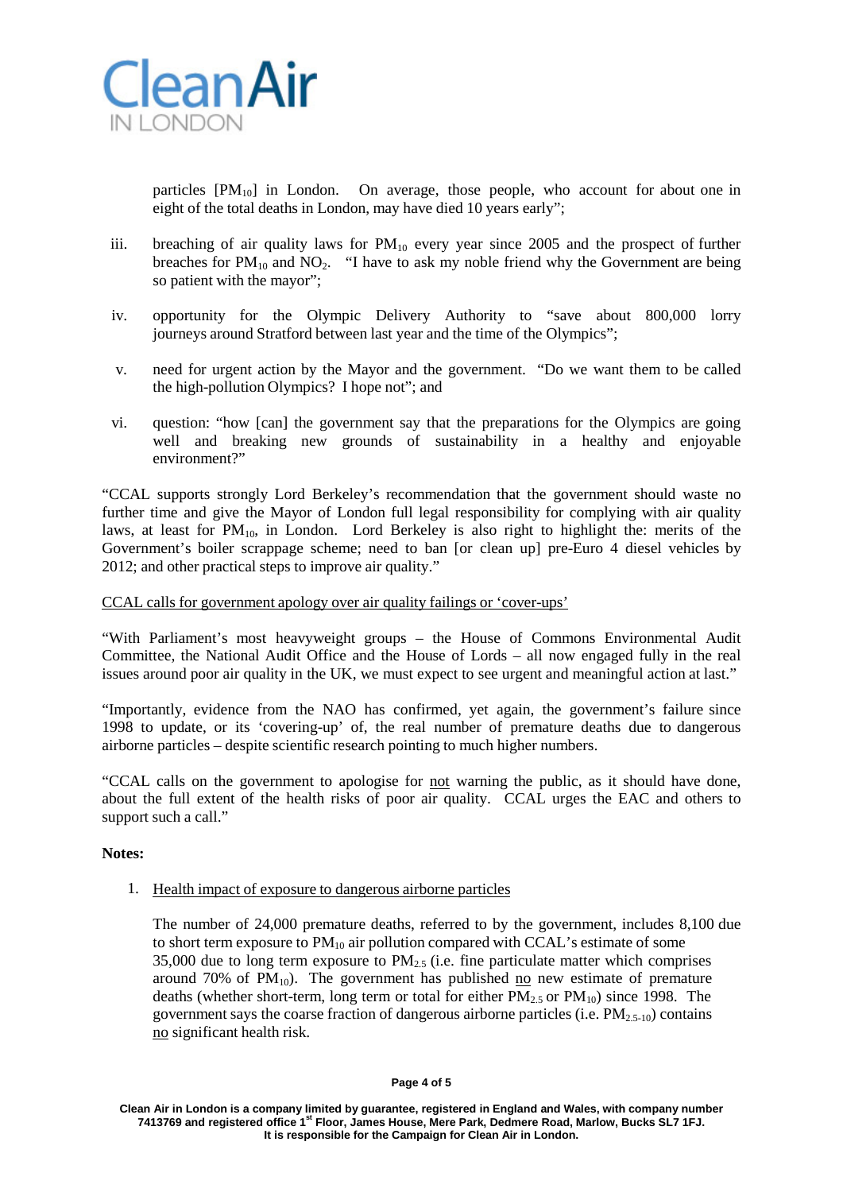particles [$PM_{10}$] in London. On average, those people, who account for about one in eight of the total deaths in London, may have died 10 years early";

iii. breaching of air quality laws for $PM_{10}$ every year since 2005 and the prospect of further breaches for $PM_{10}$ and $NO_2$. "I have to ask my noble friend why the Government are being so patient with the mayor";

iv. opportunity for the Olympic Delivery Authority to "save about 800,000 lorry journeys around Stratford between last year and the time of the Olympics";

v. need for urgent action by the Mayor and the government. "Do we want them to be called the high-pollution Olympics? I hope not"; and

vi. question: "how [can] the government say that the preparations for the Olympics are going well and breaking new grounds of sustainability in a healthy and enjoyable environment?"

"CCAL supports strongly Lord Berkeley's recommendation that the government should waste no further time and give the Mayor of London full legal responsibility for complying with air quality laws, at least for $PM_{10}$, in London. Lord Berkeley is also right to highlight the: merits of the Government's boiler scrappage scheme; need to ban [or clean up] pre-Euro 4 diesel vehicles by 2012; and other practical steps to improve air quality."

<u>CCAL calls for government apology over air quality failings or 'cover-ups'</u>

"With Parliament's most heavyweight groups – the House of Commons Environmental Audit Committee, the National Audit Office and the House of Lords – all now engaged fully in the real issues around poor air quality in the UK, we must expect to see urgent and meaningful action at last."

"Importantly, evidence from the NAO has confirmed, yet again, the government's failure since 1998 to update, or its 'covering-up' of, the real number of premature deaths due to dangerous airborne particles – despite scientific research pointing to much higher numbers.

"CCAL calls on the government to apologise for <u>not</u> warning the public, as it should have done, about the full extent of the health risks of poor air quality. CCAL urges the EAC and others to support such a call."

**Notes:**

1. <u>Health impact of exposure to dangerous airborne particles</u>

   The number of 24,000 premature deaths, referred to by the government, includes 8,100 due to short term exposure to $PM_{10}$ air pollution compared with CCAL's estimate of some 35,000 due to long term exposure to $PM_{2.5}$ (i.e. fine particulate matter which comprises around 70% of $PM_{10}$). The government has published <u>no</u> new estimate of premature deaths (whether short-term, long term or total for either $PM_{2.5}$ or $PM_{10}$) since 1998. The government says the coarse fraction of dangerous airborne particles (i.e. $PM_{2.5\text{-}10}$) contains <u>no</u> significant health risk.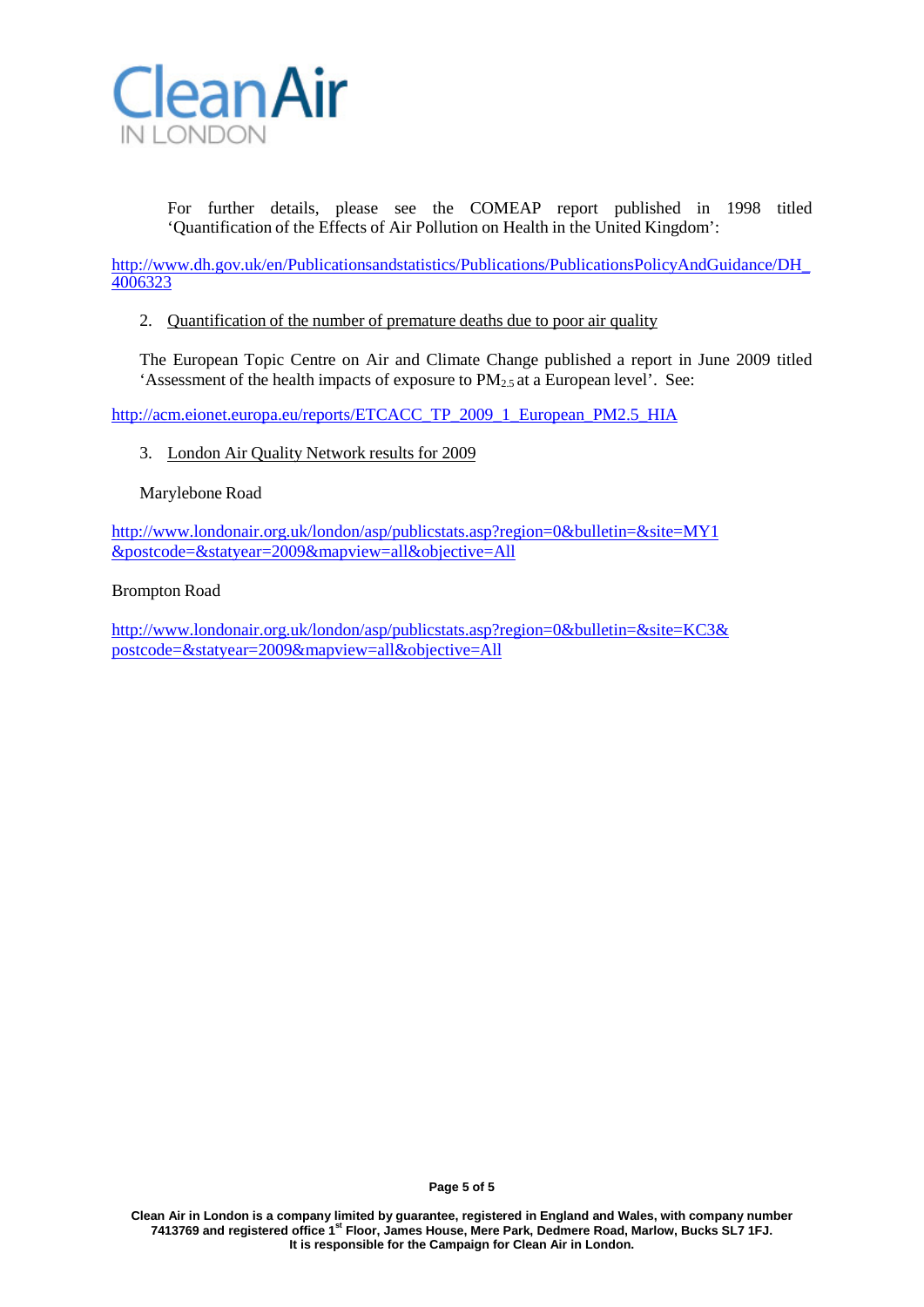For further details, please see the COMEAP report published in 1998 titled 'Quantification of the Effects of Air Pollution on Health in the United Kingdom':

http://www.dh.gov.uk/en/Publicationsandstatistics/Publications/PublicationsPolicyAndGuidance/DH_4006323

2. Quantification of the number of premature deaths due to poor air quality

The European Topic Centre on Air and Climate Change published a report in June 2009 titled 'Assessment of the health impacts of exposure to $PM_{2.5}$ at a European level'. See:

http://acm.eionet.europa.eu/reports/ETCACC_TP_2009_1_European_PM2.5_HIA

3. London Air Quality Network results for 2009

Marylebone Road

http://www.londonair.org.uk/london/asp/publicstats.asp?region=0&bulletin=&site=MY1&postcode=&statyear=2009&mapview=all&objective=All

Brompton Road

http://www.londonair.org.uk/london/asp/publicstats.asp?region=0&bulletin=&site=KC3&postcode=&statyear=2009&mapview=all&objective=All

**Clean Air in London is a company limited by guarantee, registered in England and Wales, with company number 7413769 and registered office 1st Floor, James House, Mere Park, Dedmere Road, Marlow, Bucks SL7 1FJ. It is responsible for the Campaign for Clean Air in London.**